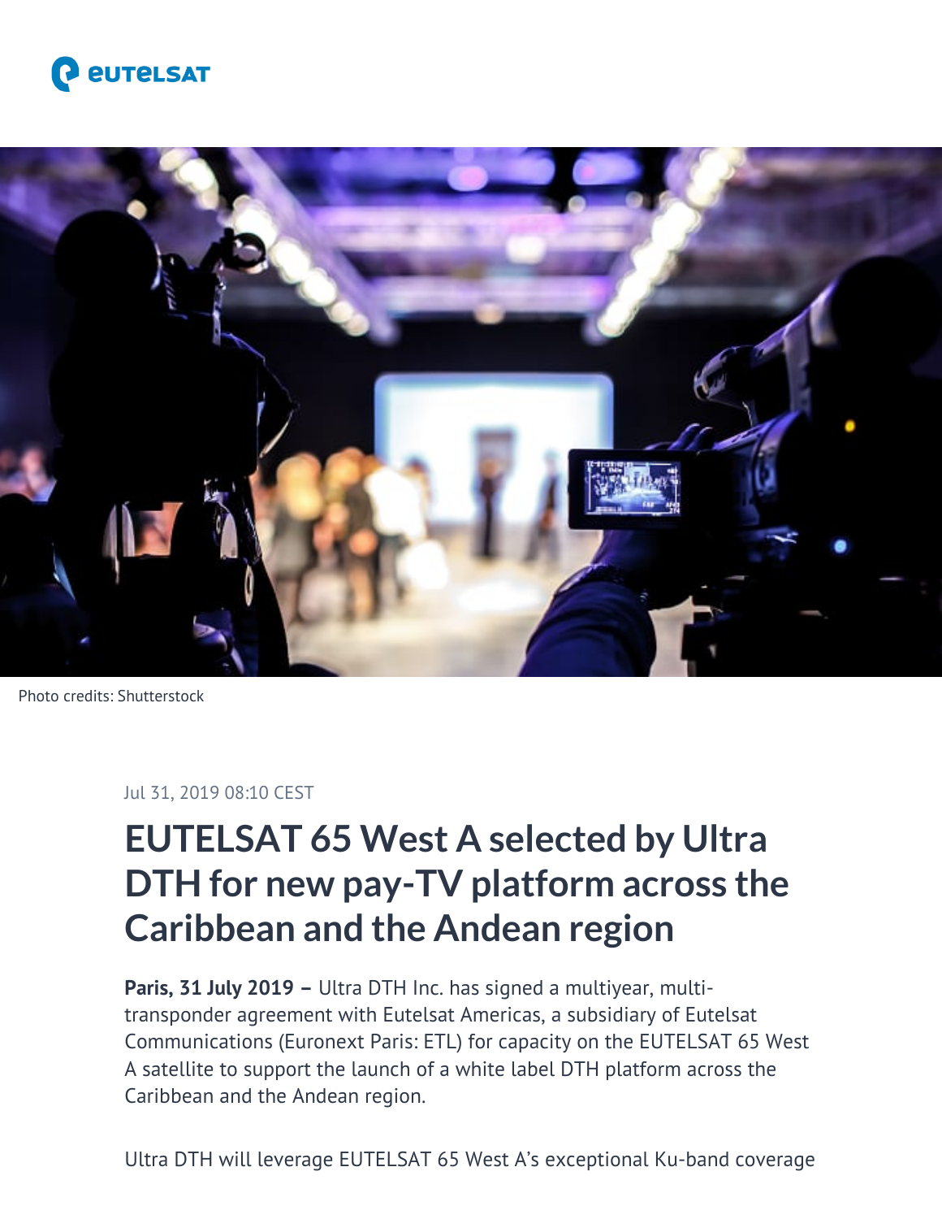Photo credits: Shutterstock

Jul 31, 2019 08:10 CEST

# EUTELSAT 65 West A selected by Ultra DTH for new pay-TV platform across the Caribbean and the Andean region

**Paris, 31 July 2019 –** Ultra DTH Inc. has signed a multiyear, multi-transponder agreement with Eutelsat Americas, a subsidiary of Eutelsat Communications (Euronext Paris: ETL) for capacity on the EUTELSAT 65 West A satellite to support the launch of a white label DTH platform across the Caribbean and the Andean region.

Ultra DTH will leverage EUTELSAT 65 West A's exceptional Ku-band coverage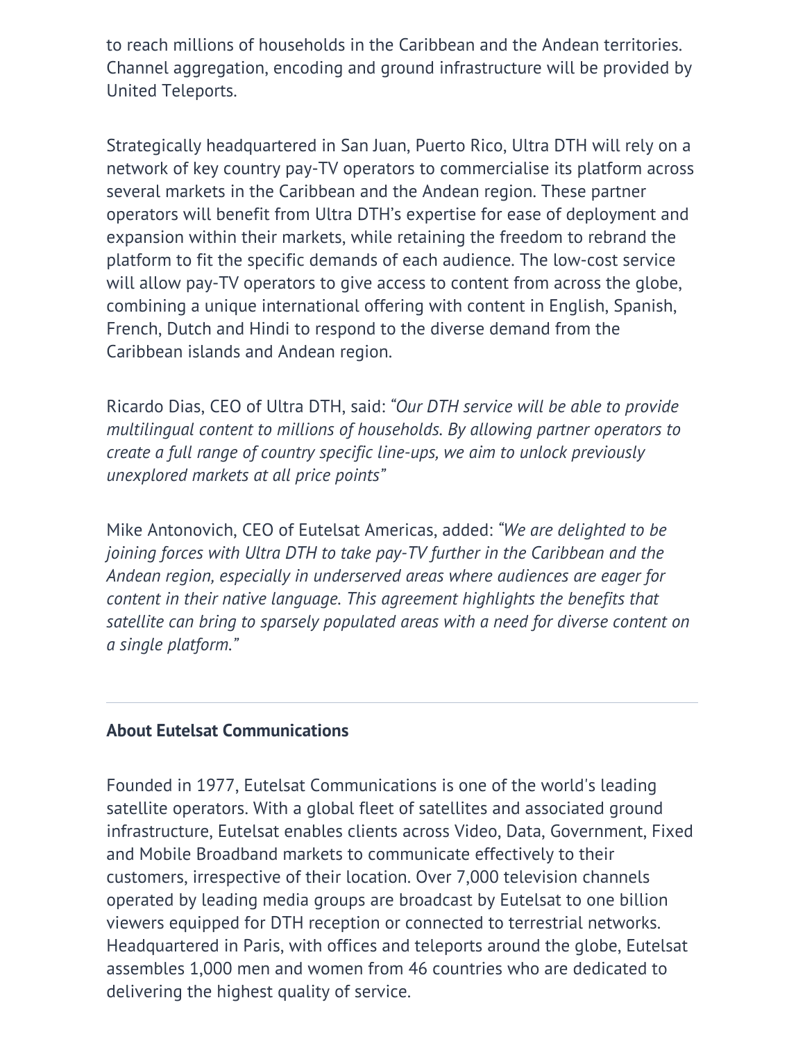to reach millions of households in the Caribbean and the Andean territories. Channel aggregation, encoding and ground infrastructure will be provided by United Teleports.

Strategically headquartered in San Juan, Puerto Rico, Ultra DTH will rely on a network of key country pay-TV operators to commercialise its platform across several markets in the Caribbean and the Andean region. These partner operators will benefit from Ultra DTH's expertise for ease of deployment and expansion within their markets, while retaining the freedom to rebrand the platform to fit the specific demands of each audience. The low-cost service will allow pay-TV operators to give access to content from across the globe, combining a unique international offering with content in English, Spanish, French, Dutch and Hindi to respond to the diverse demand from the Caribbean islands and Andean region.

Ricardo Dias, CEO of Ultra DTH, said: *"Our DTH service will be able to provide multilingual content to millions of households. By allowing partner operators to create a full range of country specific line-ups, we aim to unlock previously unexplored markets at all price points"*

Mike Antonovich, CEO of Eutelsat Americas, added: *"We are delighted to be joining forces with Ultra DTH to take pay-TV further in the Caribbean and the Andean region, especially in underserved areas where audiences are eager for content in their native language. This agreement highlights the benefits that satellite can bring to sparsely populated areas with a need for diverse content on a single platform."*

---

**About Eutelsat Communications**

Founded in 1977, Eutelsat Communications is one of the world's leading satellite operators. With a global fleet of satellites and associated ground infrastructure, Eutelsat enables clients across Video, Data, Government, Fixed and Mobile Broadband markets to communicate effectively to their customers, irrespective of their location. Over 7,000 television channels operated by leading media groups are broadcast by Eutelsat to one billion viewers equipped for DTH reception or connected to terrestrial networks. Headquartered in Paris, with offices and teleports around the globe, Eutelsat assembles 1,000 men and women from 46 countries who are dedicated to delivering the highest quality of service.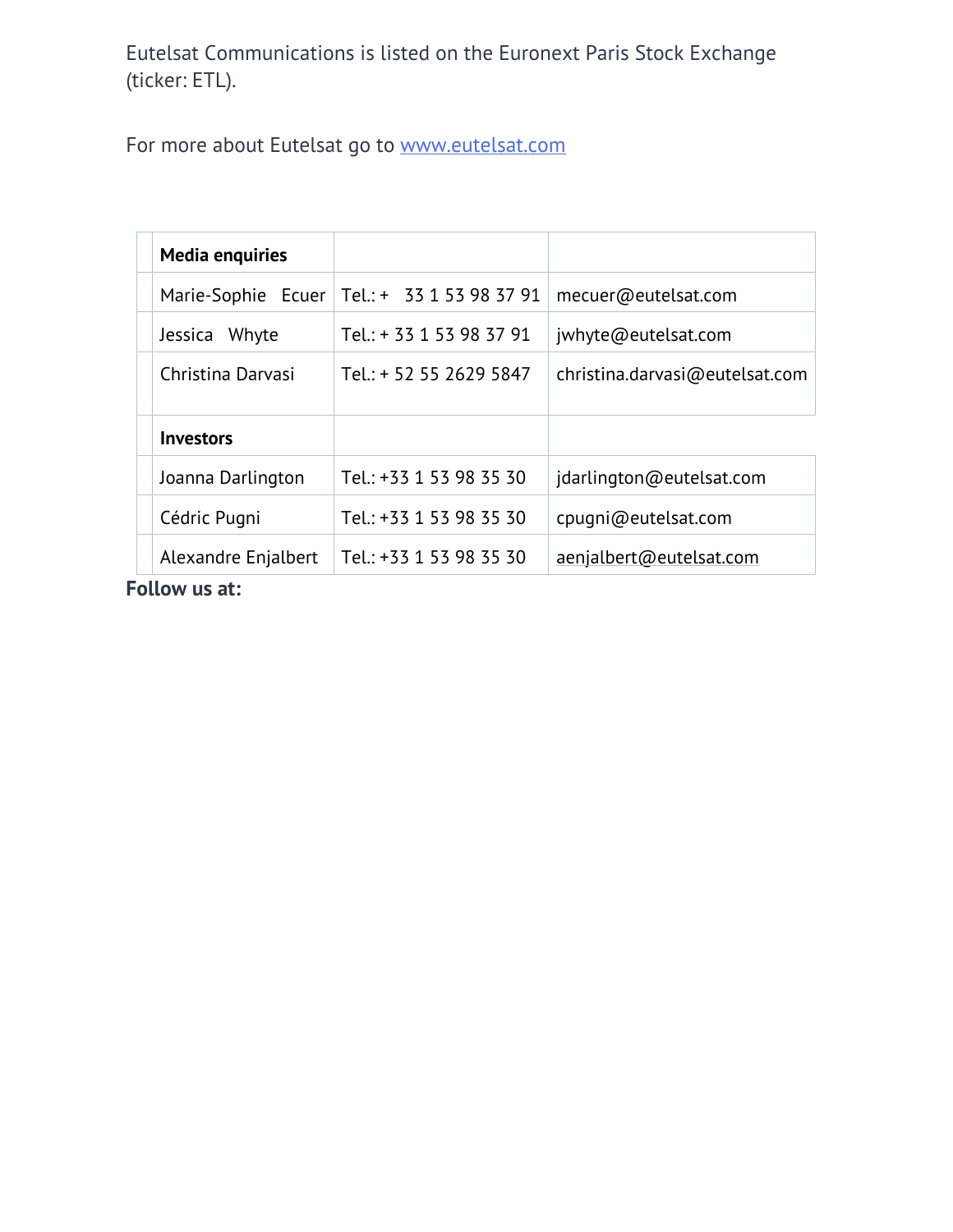Eutelsat Communications is listed on the Euronext Paris Stock Exchange (ticker: ETL).

For more about Eutelsat go to [www.eutelsat.com](www.eutelsat.com)

| | | |
|---|---|---|
| **Media enquiries** | | |
| Marie-Sophie Ecuer | Tel.: + 33 1 53 98 37 91 | mecuer@eutelsat.com |
| Jessica Whyte | Tel.: + 33 1 53 98 37 91 | jwhyte@eutelsat.com |
| Christina Darvasi | Tel.: + 52 55 2629 5847 | christina.darvasi@eutelsat.com |
| **Investors** | | |
| Joanna Darlington | Tel.: +33 1 53 98 35 30 | jdarlington@eutelsat.com |
| Cédric Pugni | Tel.: +33 1 53 98 35 30 | cpugni@eutelsat.com |
| Alexandre Enjalbert | Tel.: +33 1 53 98 35 30 | aenjalbert@eutelsat.com |

**Follow us at:**